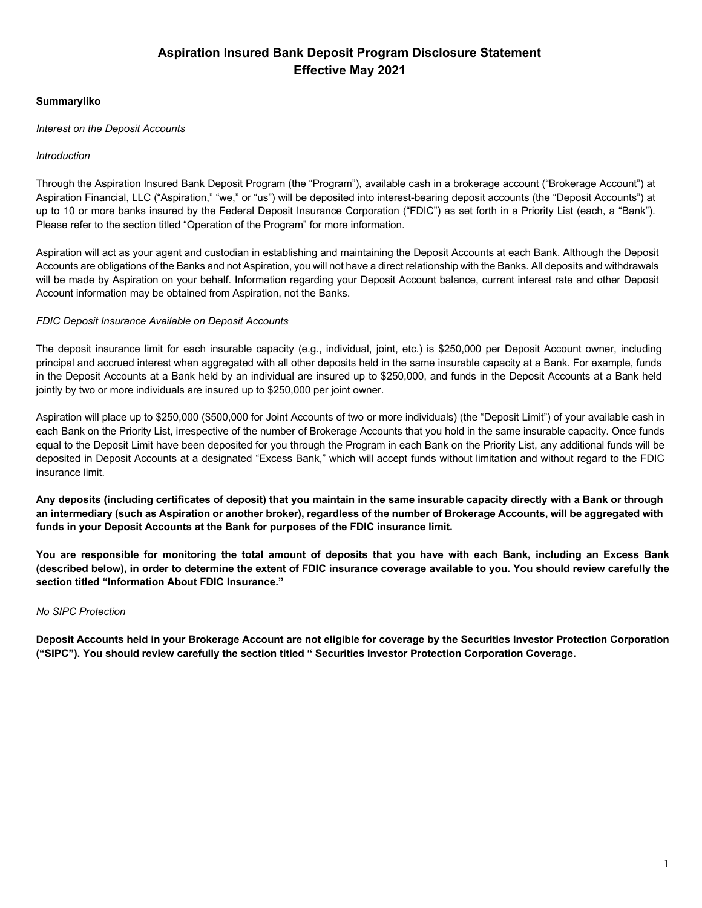# Aspiration Insured Bank Deposit Program Disclosure Statement
# Effective May 2021

**Summaryliko**

*Interest on the Deposit Accounts*

*Introduction*

Through the Aspiration Insured Bank Deposit Program (the "Program"), available cash in a brokerage account ("Brokerage Account") at Aspiration Financial, LLC ("Aspiration," "we," or "us") will be deposited into interest-bearing deposit accounts (the "Deposit Accounts") at up to 10 or more banks insured by the Federal Deposit Insurance Corporation ("FDIC") as set forth in a Priority List (each, a "Bank"). Please refer to the section titled "Operation of the Program" for more information.

Aspiration will act as your agent and custodian in establishing and maintaining the Deposit Accounts at each Bank. Although the Deposit Accounts are obligations of the Banks and not Aspiration, you will not have a direct relationship with the Banks. All deposits and withdrawals will be made by Aspiration on your behalf. Information regarding your Deposit Account balance, current interest rate and other Deposit Account information may be obtained from Aspiration, not the Banks.

*FDIC Deposit Insurance Available on Deposit Accounts*

The deposit insurance limit for each insurable capacity (e.g., individual, joint, etc.) is $250,000 per Deposit Account owner, including principal and accrued interest when aggregated with all other deposits held in the same insurable capacity at a Bank. For example, funds in the Deposit Accounts at a Bank held by an individual are insured up to $250,000, and funds in the Deposit Accounts at a Bank held jointly by two or more individuals are insured up to $250,000 per joint owner.

Aspiration will place up to $250,000 ($500,000 for Joint Accounts of two or more individuals) (the "Deposit Limit") of your available cash in each Bank on the Priority List, irrespective of the number of Brokerage Accounts that you hold in the same insurable capacity. Once funds equal to the Deposit Limit have been deposited for you through the Program in each Bank on the Priority List, any additional funds will be deposited in Deposit Accounts at a designated "Excess Bank," which will accept funds without limitation and without regard to the FDIC insurance limit.

**Any deposits (including certificates of deposit) that you maintain in the same insurable capacity directly with a Bank or through an intermediary (such as Aspiration or another broker), regardless of the number of Brokerage Accounts, will be aggregated with funds in your Deposit Accounts at the Bank for purposes of the FDIC insurance limit.**

**You are responsible for monitoring the total amount of deposits that you have with each Bank, including an Excess Bank (described below), in order to determine the extent of FDIC insurance coverage available to you. You should review carefully the section titled "Information About FDIC Insurance."**

*No SIPC Protection*

**Deposit Accounts held in your Brokerage Account are not eligible for coverage by the Securities Investor Protection Corporation ("SIPC"). You should review carefully the section titled " Securities Investor Protection Corporation Coverage.**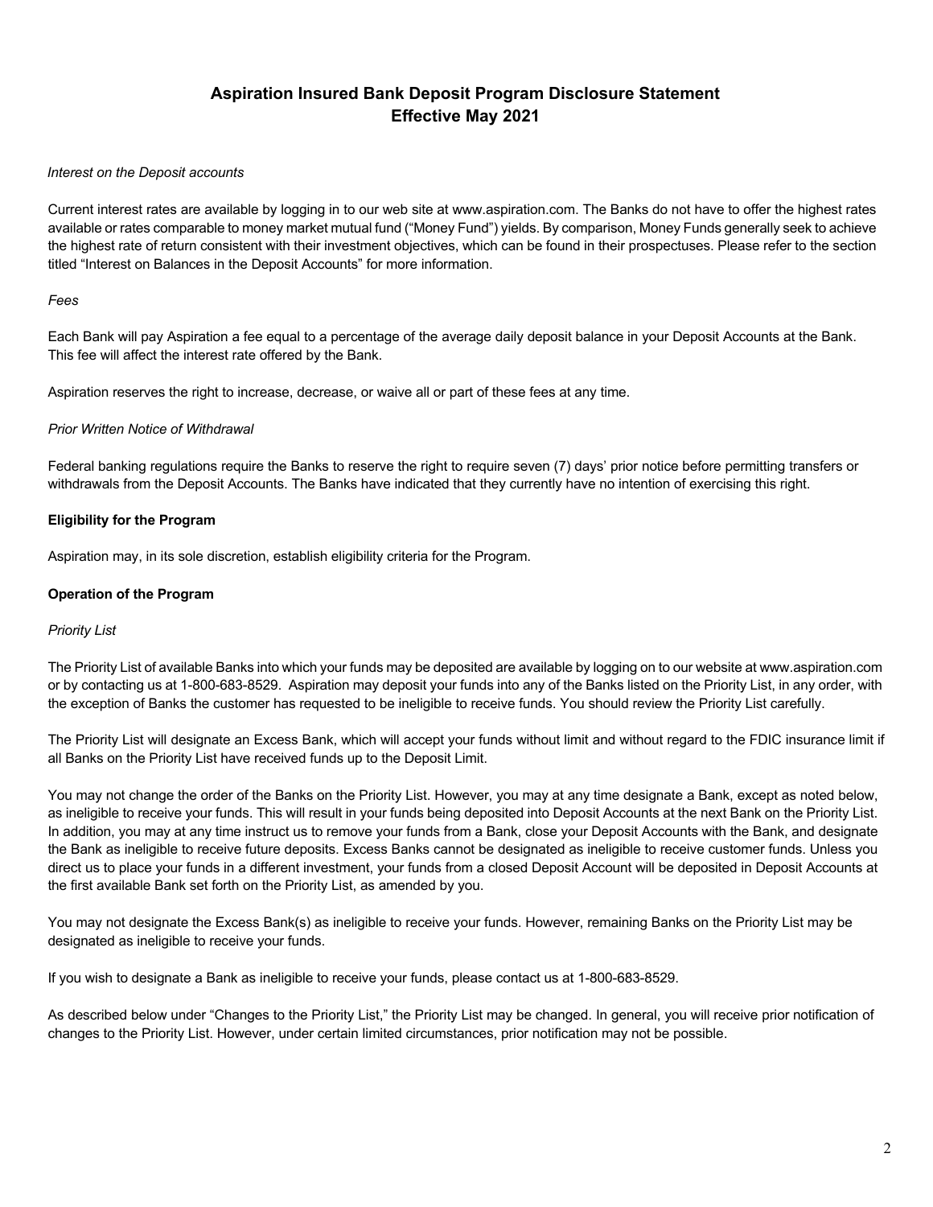# Aspiration Insured Bank Deposit Program Disclosure Statement Effective May 2021

*Interest on the Deposit accounts*

Current interest rates are available by logging in to our web site at www.aspiration.com. The Banks do not have to offer the highest rates available or rates comparable to money market mutual fund ("Money Fund") yields. By comparison, Money Funds generally seek to achieve the highest rate of return consistent with their investment objectives, which can be found in their prospectuses. Please refer to the section titled "Interest on Balances in the Deposit Accounts" for more information.

*Fees*

Each Bank will pay Aspiration a fee equal to a percentage of the average daily deposit balance in your Deposit Accounts at the Bank. This fee will affect the interest rate offered by the Bank.

Aspiration reserves the right to increase, decrease, or waive all or part of these fees at any time.

*Prior Written Notice of Withdrawal*

Federal banking regulations require the Banks to reserve the right to require seven (7) days' prior notice before permitting transfers or withdrawals from the Deposit Accounts. The Banks have indicated that they currently have no intention of exercising this right.

**Eligibility for the Program**

Aspiration may, in its sole discretion, establish eligibility criteria for the Program.

**Operation of the Program**

*Priority List*

The Priority List of available Banks into which your funds may be deposited are available by logging on to our website at www.aspiration.com or by contacting us at 1-800-683-8529. Aspiration may deposit your funds into any of the Banks listed on the Priority List, in any order, with the exception of Banks the customer has requested to be ineligible to receive funds. You should review the Priority List carefully.

The Priority List will designate an Excess Bank, which will accept your funds without limit and without regard to the FDIC insurance limit if all Banks on the Priority List have received funds up to the Deposit Limit.

You may not change the order of the Banks on the Priority List. However, you may at any time designate a Bank, except as noted below, as ineligible to receive your funds. This will result in your funds being deposited into Deposit Accounts at the next Bank on the Priority List. In addition, you may at any time instruct us to remove your funds from a Bank, close your Deposit Accounts with the Bank, and designate the Bank as ineligible to receive future deposits. Excess Banks cannot be designated as ineligible to receive customer funds. Unless you direct us to place your funds in a different investment, your funds from a closed Deposit Account will be deposited in Deposit Accounts at the first available Bank set forth on the Priority List, as amended by you.

You may not designate the Excess Bank(s) as ineligible to receive your funds. However, remaining Banks on the Priority List may be designated as ineligible to receive your funds.

If you wish to designate a Bank as ineligible to receive your funds, please contact us at 1-800-683-8529.

As described below under "Changes to the Priority List," the Priority List may be changed. In general, you will receive prior notification of changes to the Priority List. However, under certain limited circumstances, prior notification may not be possible.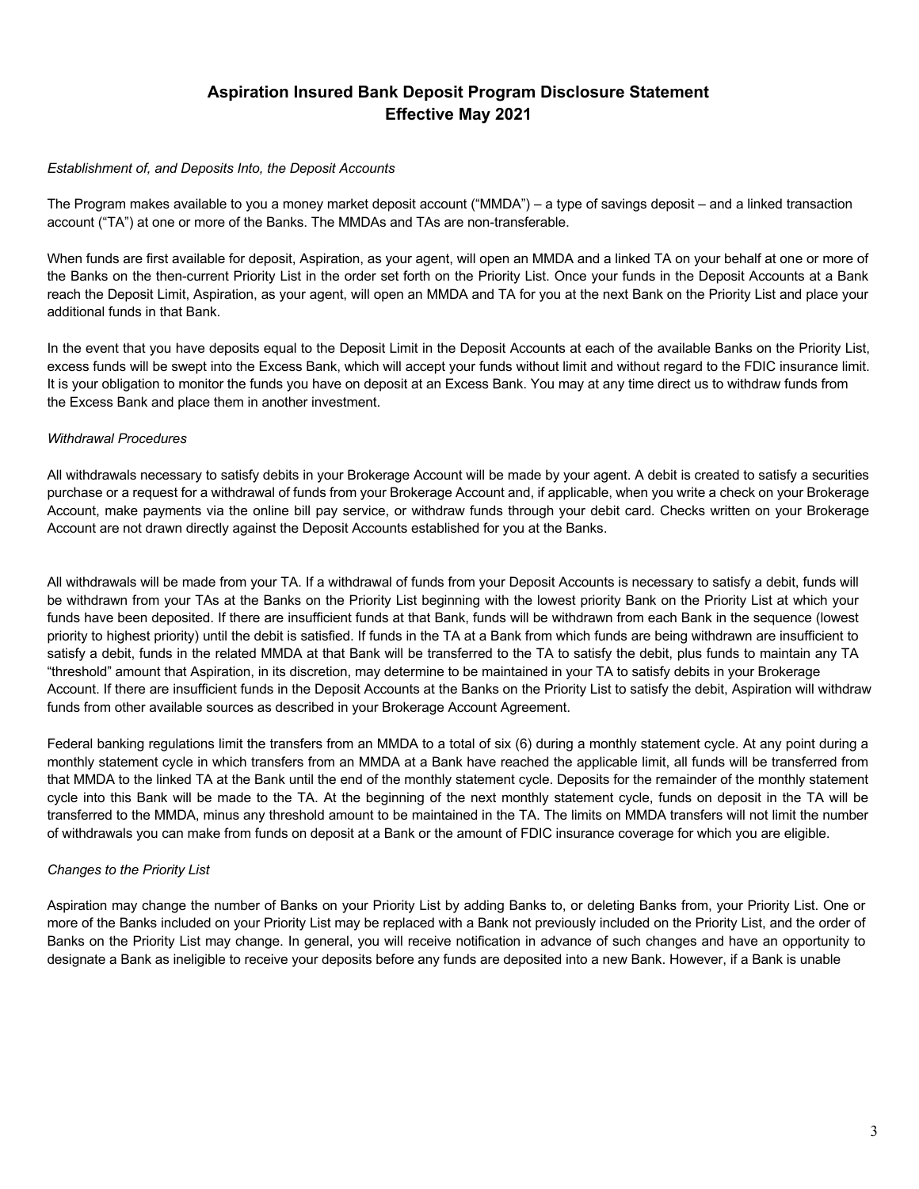# Aspiration Insured Bank Deposit Program Disclosure Statement
# Effective May 2021

*Establishment of, and Deposits Into, the Deposit Accounts*

The Program makes available to you a money market deposit account ("MMDA") – a type of savings deposit – and a linked transaction account ("TA") at one or more of the Banks. The MMDAs and TAs are non-transferable.

When funds are first available for deposit, Aspiration, as your agent, will open an MMDA and a linked TA on your behalf at one or more of the Banks on the then-current Priority List in the order set forth on the Priority List. Once your funds in the Deposit Accounts at a Bank reach the Deposit Limit, Aspiration, as your agent, will open an MMDA and TA for you at the next Bank on the Priority List and place your additional funds in that Bank.

In the event that you have deposits equal to the Deposit Limit in the Deposit Accounts at each of the available Banks on the Priority List, excess funds will be swept into the Excess Bank, which will accept your funds without limit and without regard to the FDIC insurance limit. It is your obligation to monitor the funds you have on deposit at an Excess Bank. You may at any time direct us to withdraw funds from the Excess Bank and place them in another investment.

*Withdrawal Procedures*

All withdrawals necessary to satisfy debits in your Brokerage Account will be made by your agent. A debit is created to satisfy a securities purchase or a request for a withdrawal of funds from your Brokerage Account and, if applicable, when you write a check on your Brokerage Account, make payments via the online bill pay service, or withdraw funds through your debit card. Checks written on your Brokerage Account are not drawn directly against the Deposit Accounts established for you at the Banks.

All withdrawals will be made from your TA. If a withdrawal of funds from your Deposit Accounts is necessary to satisfy a debit, funds will be withdrawn from your TAs at the Banks on the Priority List beginning with the lowest priority Bank on the Priority List at which your funds have been deposited. If there are insufficient funds at that Bank, funds will be withdrawn from each Bank in the sequence (lowest priority to highest priority) until the debit is satisfied. If funds in the TA at a Bank from which funds are being withdrawn are insufficient to satisfy a debit, funds in the related MMDA at that Bank will be transferred to the TA to satisfy the debit, plus funds to maintain any TA "threshold" amount that Aspiration, in its discretion, may determine to be maintained in your TA to satisfy debits in your Brokerage Account. If there are insufficient funds in the Deposit Accounts at the Banks on the Priority List to satisfy the debit, Aspiration will withdraw funds from other available sources as described in your Brokerage Account Agreement.

Federal banking regulations limit the transfers from an MMDA to a total of six (6) during a monthly statement cycle. At any point during a monthly statement cycle in which transfers from an MMDA at a Bank have reached the applicable limit, all funds will be transferred from that MMDA to the linked TA at the Bank until the end of the monthly statement cycle. Deposits for the remainder of the monthly statement cycle into this Bank will be made to the TA. At the beginning of the next monthly statement cycle, funds on deposit in the TA will be transferred to the MMDA, minus any threshold amount to be maintained in the TA. The limits on MMDA transfers will not limit the number of withdrawals you can make from funds on deposit at a Bank or the amount of FDIC insurance coverage for which you are eligible.

*Changes to the Priority List*

Aspiration may change the number of Banks on your Priority List by adding Banks to, or deleting Banks from, your Priority List. One or more of the Banks included on your Priority List may be replaced with a Bank not previously included on the Priority List, and the order of Banks on the Priority List may change. In general, you will receive notification in advance of such changes and have an opportunity to designate a Bank as ineligible to receive your deposits before any funds are deposited into a new Bank. However, if a Bank is unable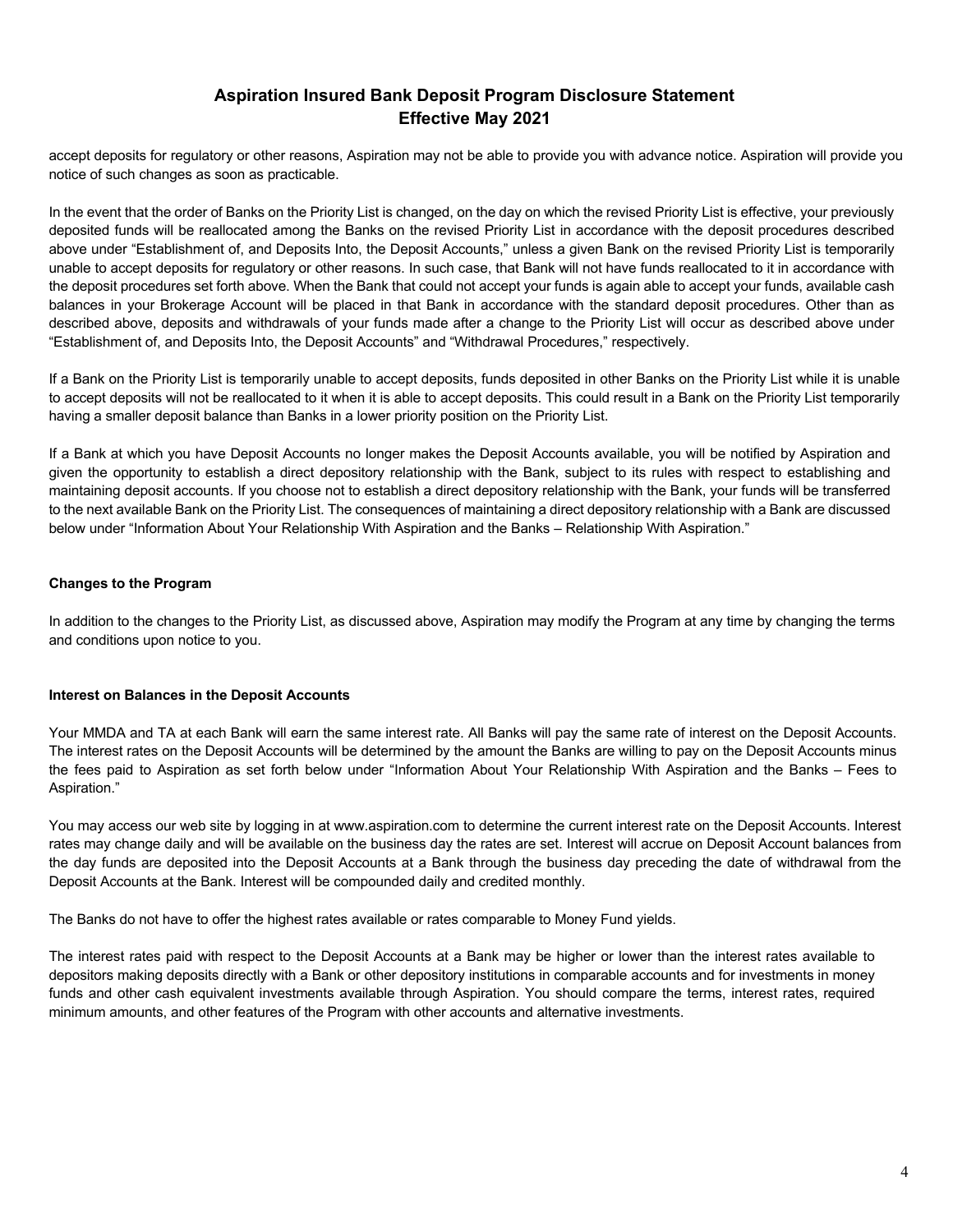accept deposits for regulatory or other reasons, Aspiration may not be able to provide you with advance notice. Aspiration will provide you notice of such changes as soon as practicable.

In the event that the order of Banks on the Priority List is changed, on the day on which the revised Priority List is effective, your previously deposited funds will be reallocated among the Banks on the revised Priority List in accordance with the deposit procedures described above under "Establishment of, and Deposits Into, the Deposit Accounts," unless a given Bank on the revised Priority List is temporarily unable to accept deposits for regulatory or other reasons. In such case, that Bank will not have funds reallocated to it in accordance with the deposit procedures set forth above. When the Bank that could not accept your funds is again able to accept your funds, available cash balances in your Brokerage Account will be placed in that Bank in accordance with the standard deposit procedures. Other than as described above, deposits and withdrawals of your funds made after a change to the Priority List will occur as described above under "Establishment of, and Deposits Into, the Deposit Accounts" and "Withdrawal Procedures," respectively.

If a Bank on the Priority List is temporarily unable to accept deposits, funds deposited in other Banks on the Priority List while it is unable to accept deposits will not be reallocated to it when it is able to accept deposits. This could result in a Bank on the Priority List temporarily having a smaller deposit balance than Banks in a lower priority position on the Priority List.

If a Bank at which you have Deposit Accounts no longer makes the Deposit Accounts available, you will be notified by Aspiration and given the opportunity to establish a direct depository relationship with the Bank, subject to its rules with respect to establishing and maintaining deposit accounts. If you choose not to establish a direct depository relationship with the Bank, your funds will be transferred to the next available Bank on the Priority List. The consequences of maintaining a direct depository relationship with a Bank are discussed below under "Information About Your Relationship With Aspiration and the Banks – Relationship With Aspiration."

**Changes to the Program**

In addition to the changes to the Priority List, as discussed above, Aspiration may modify the Program at any time by changing the terms and conditions upon notice to you.

**Interest on Balances in the Deposit Accounts**

Your MMDA and TA at each Bank will earn the same interest rate. All Banks will pay the same rate of interest on the Deposit Accounts. The interest rates on the Deposit Accounts will be determined by the amount the Banks are willing to pay on the Deposit Accounts minus the fees paid to Aspiration as set forth below under "Information About Your Relationship With Aspiration and the Banks – Fees to Aspiration."

You may access our web site by logging in at www.aspiration.com to determine the current interest rate on the Deposit Accounts. Interest rates may change daily and will be available on the business day the rates are set. Interest will accrue on Deposit Account balances from the day funds are deposited into the Deposit Accounts at a Bank through the business day preceding the date of withdrawal from the Deposit Accounts at the Bank. Interest will be compounded daily and credited monthly.

The Banks do not have to offer the highest rates available or rates comparable to Money Fund yields.

The interest rates paid with respect to the Deposit Accounts at a Bank may be higher or lower than the interest rates available to depositors making deposits directly with a Bank or other depository institutions in comparable accounts and for investments in money funds and other cash equivalent investments available through Aspiration. You should compare the terms, interest rates, required minimum amounts, and other features of the Program with other accounts and alternative investments.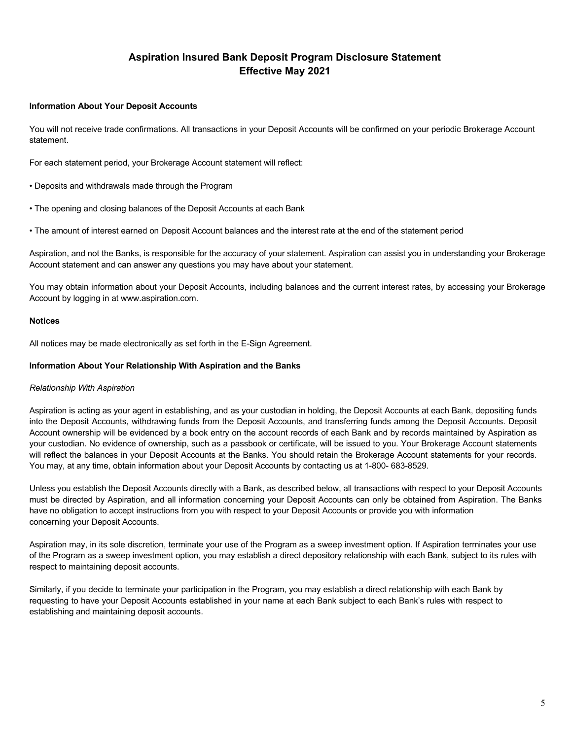# Aspiration Insured Bank Deposit Program Disclosure Statement
# Effective May 2021

**Information About Your Deposit Accounts**

You will not receive trade confirmations. All transactions in your Deposit Accounts will be confirmed on your periodic Brokerage Account statement.

For each statement period, your Brokerage Account statement will reflect:

- Deposits and withdrawals made through the Program
- The opening and closing balances of the Deposit Accounts at each Bank
- The amount of interest earned on Deposit Account balances and the interest rate at the end of the statement period

Aspiration, and not the Banks, is responsible for the accuracy of your statement. Aspiration can assist you in understanding your Brokerage Account statement and can answer any questions you may have about your statement.

You may obtain information about your Deposit Accounts, including balances and the current interest rates, by accessing your Brokerage Account by logging in at www.aspiration.com.

**Notices**

All notices may be made electronically as set forth in the E-Sign Agreement.

**Information About Your Relationship With Aspiration and the Banks**

*Relationship With Aspiration*

Aspiration is acting as your agent in establishing, and as your custodian in holding, the Deposit Accounts at each Bank, depositing funds into the Deposit Accounts, withdrawing funds from the Deposit Accounts, and transferring funds among the Deposit Accounts. Deposit Account ownership will be evidenced by a book entry on the account records of each Bank and by records maintained by Aspiration as your custodian. No evidence of ownership, such as a passbook or certificate, will be issued to you. Your Brokerage Account statements will reflect the balances in your Deposit Accounts at the Banks. You should retain the Brokerage Account statements for your records. You may, at any time, obtain information about your Deposit Accounts by contacting us at 1-800- 683-8529.

Unless you establish the Deposit Accounts directly with a Bank, as described below, all transactions with respect to your Deposit Accounts must be directed by Aspiration, and all information concerning your Deposit Accounts can only be obtained from Aspiration. The Banks have no obligation to accept instructions from you with respect to your Deposit Accounts or provide you with information concerning your Deposit Accounts.

Aspiration may, in its sole discretion, terminate your use of the Program as a sweep investment option. If Aspiration terminates your use of the Program as a sweep investment option, you may establish a direct depository relationship with each Bank, subject to its rules with respect to maintaining deposit accounts.

Similarly, if you decide to terminate your participation in the Program, you may establish a direct relationship with each Bank by requesting to have your Deposit Accounts established in your name at each Bank subject to each Bank's rules with respect to establishing and maintaining deposit accounts.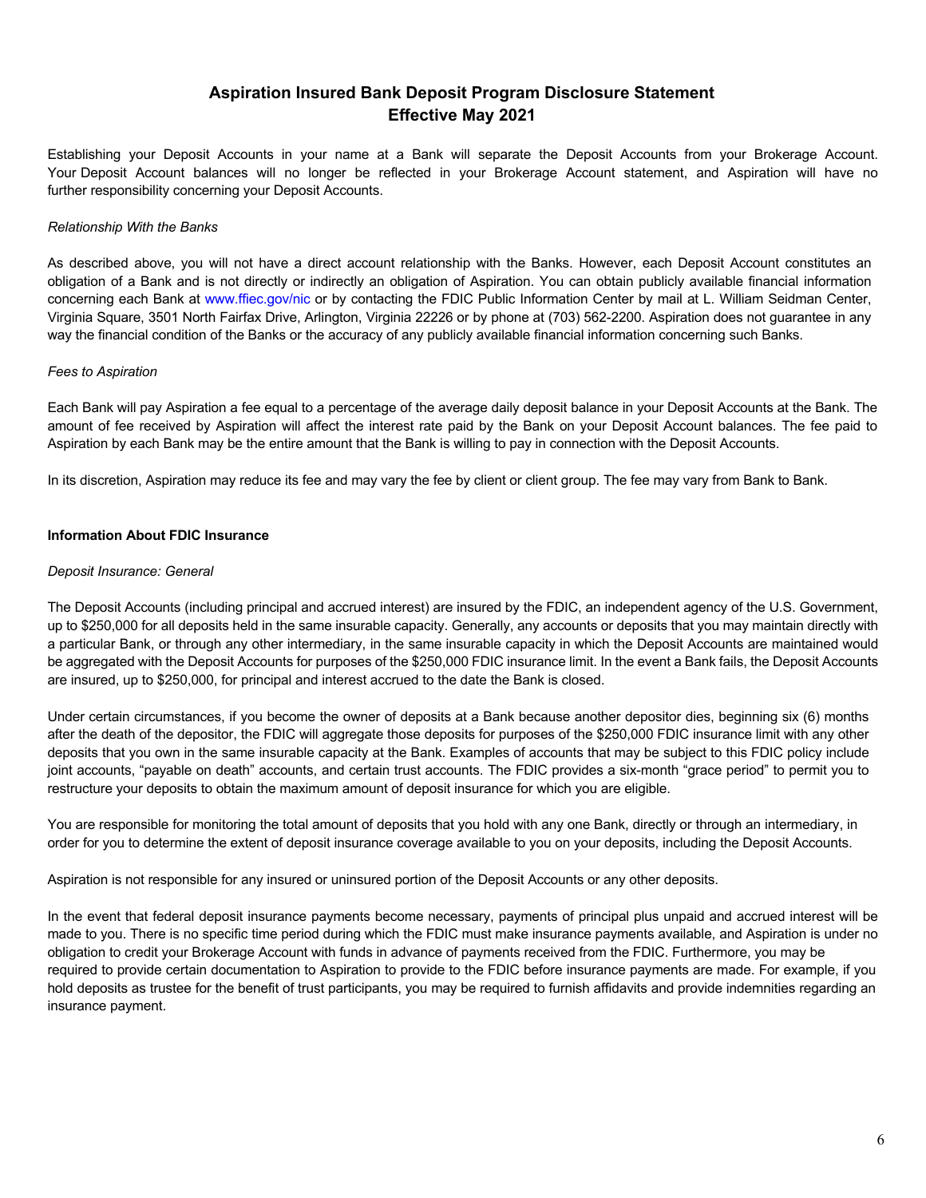# Aspiration Insured Bank Deposit Program Disclosure Statement
## Effective May 2021

Establishing your Deposit Accounts in your name at a Bank will separate the Deposit Accounts from your Brokerage Account. Your Deposit Account balances will no longer be reflected in your Brokerage Account statement, and Aspiration will have no further responsibility concerning your Deposit Accounts.

*Relationship With the Banks*

As described above, you will not have a direct account relationship with the Banks. However, each Deposit Account constitutes an obligation of a Bank and is not directly or indirectly an obligation of Aspiration. You can obtain publicly available financial information concerning each Bank at www.ffiec.gov/nic or by contacting the FDIC Public Information Center by mail at L. William Seidman Center, Virginia Square, 3501 North Fairfax Drive, Arlington, Virginia 22226 or by phone at (703) 562-2200. Aspiration does not guarantee in any way the financial condition of the Banks or the accuracy of any publicly available financial information concerning such Banks.

*Fees to Aspiration*

Each Bank will pay Aspiration a fee equal to a percentage of the average daily deposit balance in your Deposit Accounts at the Bank. The amount of fee received by Aspiration will affect the interest rate paid by the Bank on your Deposit Account balances. The fee paid to Aspiration by each Bank may be the entire amount that the Bank is willing to pay in connection with the Deposit Accounts.

In its discretion, Aspiration may reduce its fee and may vary the fee by client or client group. The fee may vary from Bank to Bank.

**Information About FDIC Insurance**

*Deposit Insurance: General*

The Deposit Accounts (including principal and accrued interest) are insured by the FDIC, an independent agency of the U.S. Government, up to $250,000 for all deposits held in the same insurable capacity. Generally, any accounts or deposits that you may maintain directly with a particular Bank, or through any other intermediary, in the same insurable capacity in which the Deposit Accounts are maintained would be aggregated with the Deposit Accounts for purposes of the $250,000 FDIC insurance limit. In the event a Bank fails, the Deposit Accounts are insured, up to $250,000, for principal and interest accrued to the date the Bank is closed.

Under certain circumstances, if you become the owner of deposits at a Bank because another depositor dies, beginning six (6) months after the death of the depositor, the FDIC will aggregate those deposits for purposes of the $250,000 FDIC insurance limit with any other deposits that you own in the same insurable capacity at the Bank. Examples of accounts that may be subject to this FDIC policy include joint accounts, "payable on death" accounts, and certain trust accounts. The FDIC provides a six-month "grace period" to permit you to restructure your deposits to obtain the maximum amount of deposit insurance for which you are eligible.

You are responsible for monitoring the total amount of deposits that you hold with any one Bank, directly or through an intermediary, in order for you to determine the extent of deposit insurance coverage available to you on your deposits, including the Deposit Accounts.

Aspiration is not responsible for any insured or uninsured portion of the Deposit Accounts or any other deposits.

In the event that federal deposit insurance payments become necessary, payments of principal plus unpaid and accrued interest will be made to you. There is no specific time period during which the FDIC must make insurance payments available, and Aspiration is under no obligation to credit your Brokerage Account with funds in advance of payments received from the FDIC. Furthermore, you may be required to provide certain documentation to Aspiration to provide to the FDIC before insurance payments are made. For example, if you hold deposits as trustee for the benefit of trust participants, you may be required to furnish affidavits and provide indemnities regarding an insurance payment.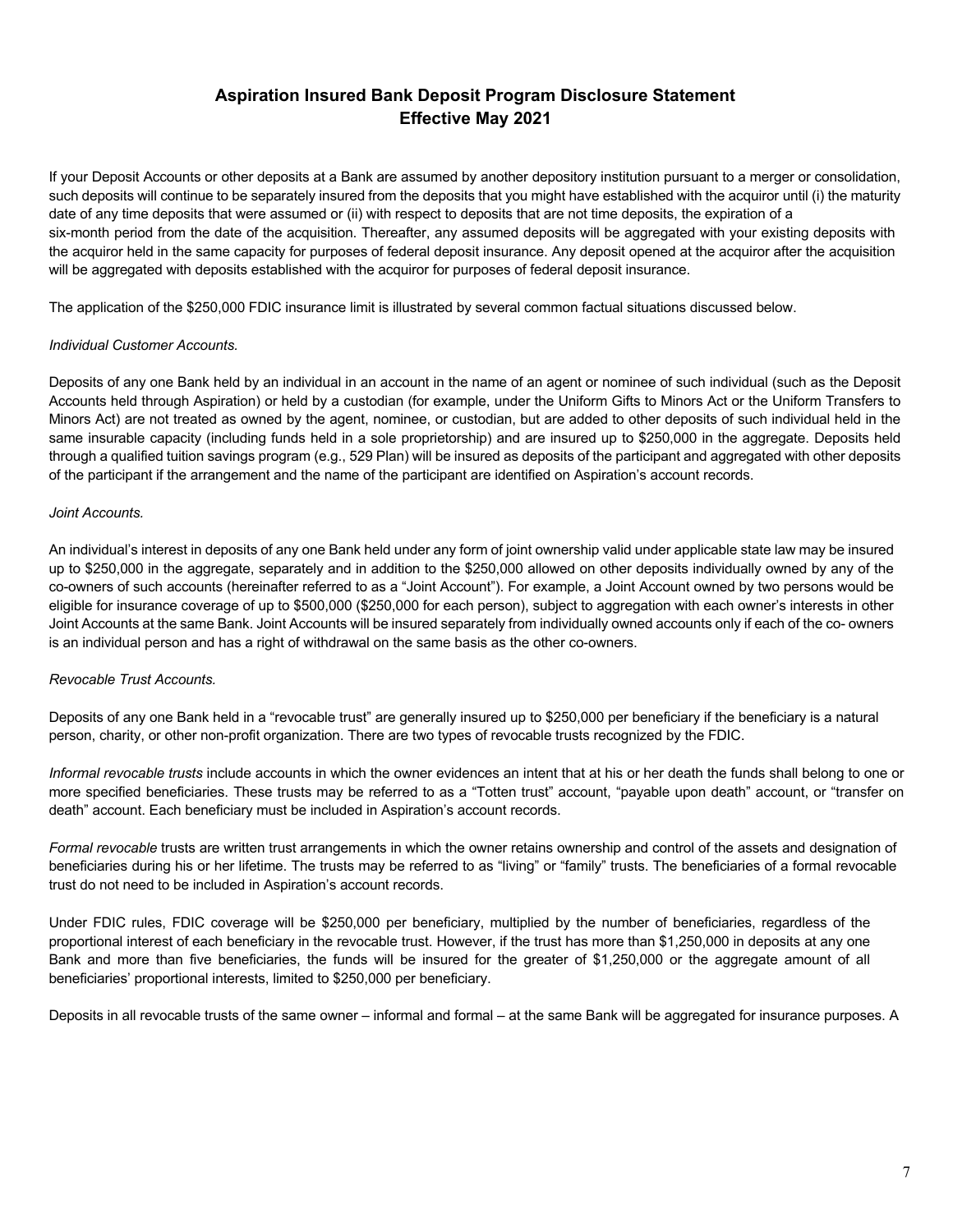## Aspiration Insured Bank Deposit Program Disclosure Statement
## Effective May 2021

If your Deposit Accounts or other deposits at a Bank are assumed by another depository institution pursuant to a merger or consolidation, such deposits will continue to be separately insured from the deposits that you might have established with the acquiror until (i) the maturity date of any time deposits that were assumed or (ii) with respect to deposits that are not time deposits, the expiration of a six-month period from the date of the acquisition. Thereafter, any assumed deposits will be aggregated with your existing deposits with the acquiror held in the same capacity for purposes of federal deposit insurance. Any deposit opened at the acquiror after the acquisition will be aggregated with deposits established with the acquiror for purposes of federal deposit insurance.

The application of the $250,000 FDIC insurance limit is illustrated by several common factual situations discussed below.

*Individual Customer Accounts.*

Deposits of any one Bank held by an individual in an account in the name of an agent or nominee of such individual (such as the Deposit Accounts held through Aspiration) or held by a custodian (for example, under the Uniform Gifts to Minors Act or the Uniform Transfers to Minors Act) are not treated as owned by the agent, nominee, or custodian, but are added to other deposits of such individual held in the same insurable capacity (including funds held in a sole proprietorship) and are insured up to $250,000 in the aggregate. Deposits held through a qualified tuition savings program (e.g., 529 Plan) will be insured as deposits of the participant and aggregated with other deposits of the participant if the arrangement and the name of the participant are identified on Aspiration's account records.

*Joint Accounts.*

An individual's interest in deposits of any one Bank held under any form of joint ownership valid under applicable state law may be insured up to $250,000 in the aggregate, separately and in addition to the $250,000 allowed on other deposits individually owned by any of the co-owners of such accounts (hereinafter referred to as a "Joint Account"). For example, a Joint Account owned by two persons would be eligible for insurance coverage of up to $500,000 ($250,000 for each person), subject to aggregation with each owner's interests in other Joint Accounts at the same Bank. Joint Accounts will be insured separately from individually owned accounts only if each of the co- owners is an individual person and has a right of withdrawal on the same basis as the other co-owners.

*Revocable Trust Accounts.*

Deposits of any one Bank held in a "revocable trust" are generally insured up to $250,000 per beneficiary if the beneficiary is a natural person, charity, or other non-profit organization. There are two types of revocable trusts recognized by the FDIC.

*Informal revocable trusts* include accounts in which the owner evidences an intent that at his or her death the funds shall belong to one or more specified beneficiaries. These trusts may be referred to as a "Totten trust" account, "payable upon death" account, or "transfer on death" account. Each beneficiary must be included in Aspiration's account records.

*Formal revocable* trusts are written trust arrangements in which the owner retains ownership and control of the assets and designation of beneficiaries during his or her lifetime. The trusts may be referred to as "living" or "family" trusts. The beneficiaries of a formal revocable trust do not need to be included in Aspiration's account records.

Under FDIC rules, FDIC coverage will be $250,000 per beneficiary, multiplied by the number of beneficiaries, regardless of the proportional interest of each beneficiary in the revocable trust. However, if the trust has more than $1,250,000 in deposits at any one Bank and more than five beneficiaries, the funds will be insured for the greater of $1,250,000 or the aggregate amount of all beneficiaries' proportional interests, limited to $250,000 per beneficiary.

Deposits in all revocable trusts of the same owner – informal and formal – at the same Bank will be aggregated for insurance purposes. A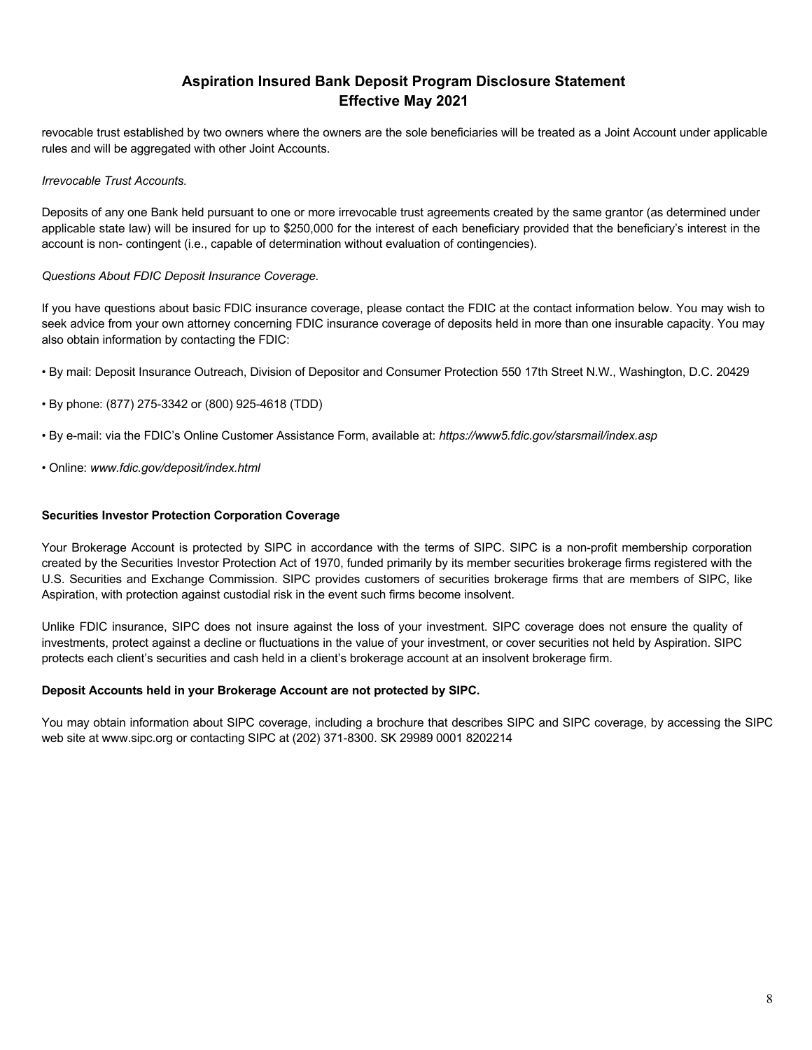revocable trust established by two owners where the owners are the sole beneficiaries will be treated as a Joint Account under applicable rules and will be aggregated with other Joint Accounts.

*Irrevocable Trust Accounts.*

Deposits of any one Bank held pursuant to one or more irrevocable trust agreements created by the same grantor (as determined under applicable state law) will be insured for up to $250,000 for the interest of each beneficiary provided that the beneficiary's interest in the account is non- contingent (i.e., capable of determination without evaluation of contingencies).

*Questions About FDIC Deposit Insurance Coverage.*

If you have questions about basic FDIC insurance coverage, please contact the FDIC at the contact information below. You may wish to seek advice from your own attorney concerning FDIC insurance coverage of deposits held in more than one insurable capacity. You may also obtain information by contacting the FDIC:

- By mail: Deposit Insurance Outreach, Division of Depositor and Consumer Protection 550 17th Street N.W., Washington, D.C. 20429
- By phone: (877) 275-3342 or (800) 925-4618 (TDD)
- By e-mail: via the FDIC's Online Customer Assistance Form, available at: *https://www5.fdic.gov/starsmail/index.asp*
- Online: *www.fdic.gov/deposit/index.html*

**Securities Investor Protection Corporation Coverage**

Your Brokerage Account is protected by SIPC in accordance with the terms of SIPC. SIPC is a non-profit membership corporation created by the Securities Investor Protection Act of 1970, funded primarily by its member securities brokerage firms registered with the U.S. Securities and Exchange Commission. SIPC provides customers of securities brokerage firms that are members of SIPC, like Aspiration, with protection against custodial risk in the event such firms become insolvent.

Unlike FDIC insurance, SIPC does not insure against the loss of your investment. SIPC coverage does not ensure the quality of investments, protect against a decline or fluctuations in the value of your investment, or cover securities not held by Aspiration. SIPC protects each client's securities and cash held in a client's brokerage account at an insolvent brokerage firm.

**Deposit Accounts held in your Brokerage Account are not protected by SIPC.**

You may obtain information about SIPC coverage, including a brochure that describes SIPC and SIPC coverage, by accessing the SIPC web site at www.sipc.org or contacting SIPC at (202) 371-8300. SK 29989 0001 8202214